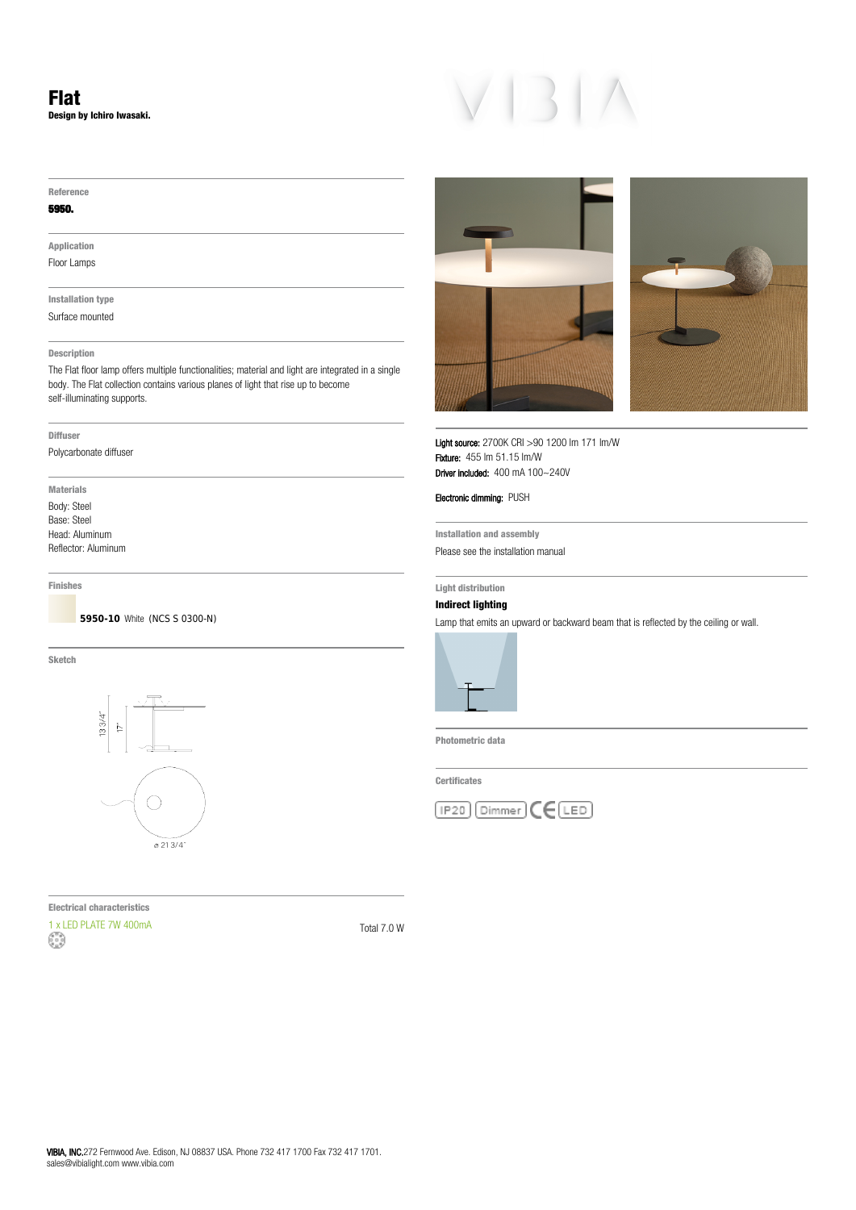# Flat

**Design by Ichiro Iwasaki.**

**Reference**

**5950.**

**Application**

Floor Lamps

**Installation type**

Surface mounted

**Description**

The Flat floor lamp offers multiple functionalities; material and light are integrated in a single body. The Flat collection contains various planes of light that rise up to become self-illuminating supports.

**Diffuser**

Polycarbonate diffuser

**Materials**

Body: Steel
Base: Steel
Head: Aluminum
Reflector: Aluminum

**Finishes**

**5950-10** White (NCS S 0300-N)

**Sketch**

13 3/4"
17"
⌀ 21 3/4"

**Electrical characteristics**

1 x LED PLATE 7W 400mA

Total 7.0 W

**Light source:** 2700K CRI >90 1200 lm 171 lm/W
**Fixture:** 455 lm 51.15 lm/W
**Driver included:** 400 mA 100~240V

**Electronic dimming:** PUSH

**Installation and assembly**

Please see the installation manual

**Light distribution**

**Indirect lighting**

Lamp that emits an upward or backward beam that is reflected by the ceiling or wall.

**Photometric data**

**Certificates**

IP20 Dimmer CE LED

**VIBIA, INC.** 272 Fernwood Ave. Edison, NJ 08837 USA. Phone 732 417 1700 Fax 732 417 1701.
sales@vibialight.com www.vibia.com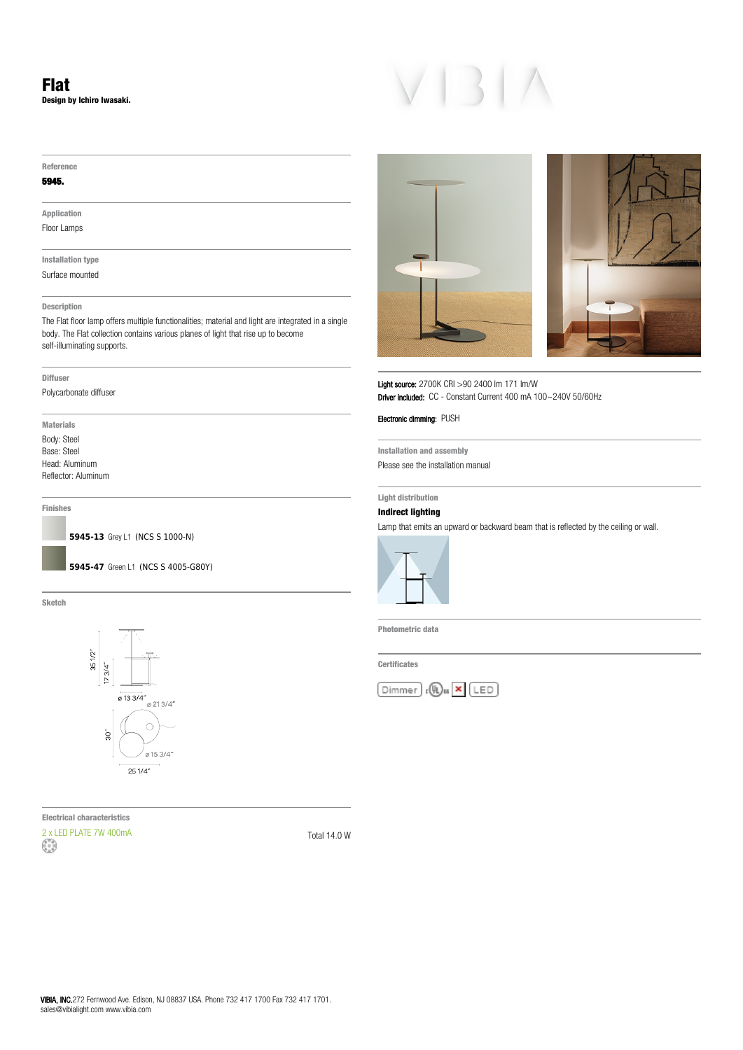# Flat

**Design by Ichiro Iwasaki.**

VIBIA

**Reference**

**5945.**

**Application**

Floor Lamps

**Installation type**

Surface mounted

**Description**

The Flat floor lamp offers multiple functionalities; material and light are integrated in a single body. The Flat collection contains various planes of light that rise up to become self-illuminating supports.

**Diffuser**

Polycarbonate diffuser

**Materials**

Body: Steel
Base: Steel
Head: Aluminum
Reflector: Aluminum

**Finishes**

**5945-13** Grey L1 (NCS S 1000-N)

**5945-47** Green L1 (NCS S 4005-G80Y)

**Sketch**

35 1/2"
17 3/4"
ø 13 3/4"
ø 21 3/4"
30"
ø 15 3/4"
25 1/4"

**Electrical characteristics**

2 x LED PLATE 7W 400mA

Total 14.0 W

**Light source:** 2700K CRI >90 2400 lm 171 lm/W
**Driver included:** CC - Constant Current 400 mA 100~240V 50/60Hz

**Electronic dimming:** PUSH

**Installation and assembly**

Please see the installation manual

**Light distribution**

**Indirect lighting**

Lamp that emits an upward or backward beam that is reflected by the ceiling or wall.

**Photometric data**

**Certificates**

Dimmer c UL us LED

**VIBIA, INC.** 272 Fernwood Ave. Edison, NJ 08837 USA. Phone 732 417 1700 Fax 732 417 1701.
sales@vibialight.com www.vibia.com